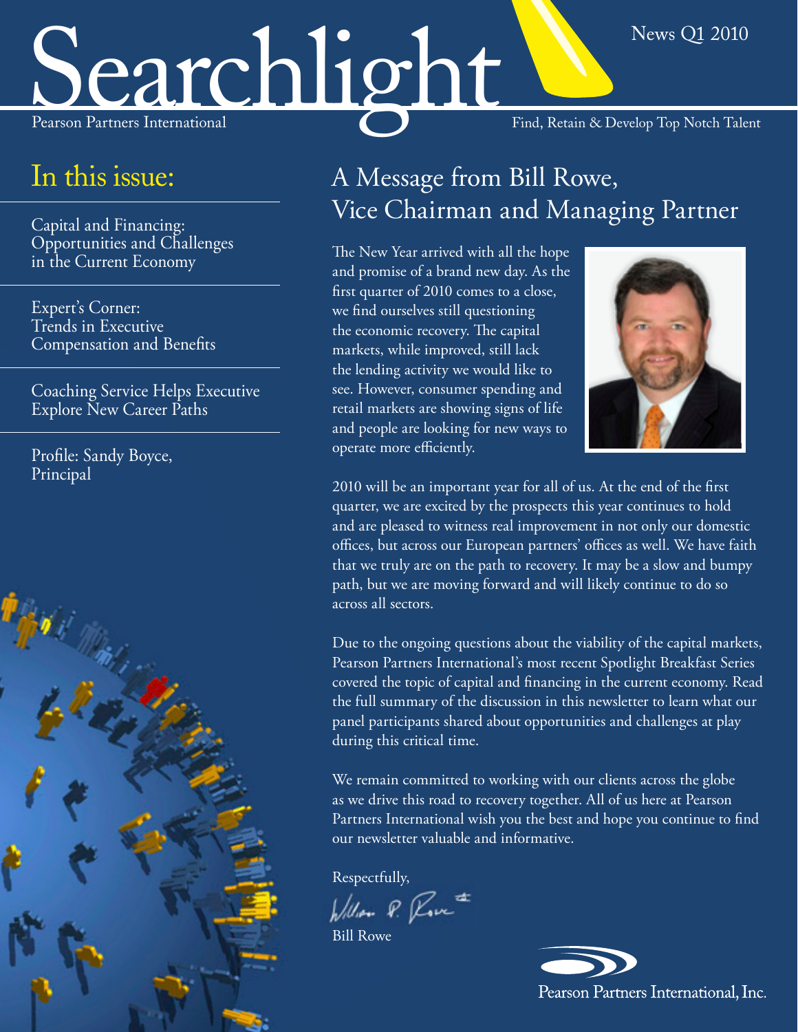# Searchlight

Pearson Partners International

News Q1 2010

Find, Retain & Develop Top Notch Talent

## In this issue:

Capital and Financing: Opportunities and Challenges in the Current Economy

Expert's Corner: Trends in Executive Compensation and Benefits

Coaching Service Helps Executive Explore New Career Paths

Profile: Sandy Boyce, Principal

## A Message from Bill Rowe, Vice Chairman and Managing Partner

The New Year arrived with all the hope and promise of a brand new day. As the first quarter of 2010 comes to a close, we find ourselves still questioning the economic recovery. The capital markets, while improved, still lack the lending activity we would like to see. However, consumer spending and retail markets are showing signs of life and people are looking for new ways to operate more efficiently.

2010 will be an important year for all of us. At the end of the first quarter, we are excited by the prospects this year continues to hold and are pleased to witness real improvement in not only our domestic offices, but across our European partners' offices as well. We have faith that we truly are on the path to recovery. It may be a slow and bumpy path, but we are moving forward and will likely continue to do so across all sectors.

Due to the ongoing questions about the viability of the capital markets, Pearson Partners International's most recent Spotlight Breakfast Series covered the topic of capital and financing in the current economy. Read the full summary of the discussion in this newsletter to learn what our panel participants shared about opportunities and challenges at play during this critical time.

We remain committed to working with our clients across the globe as we drive this road to recovery together. All of us here at Pearson Partners International wish you the best and hope you continue to find our newsletter valuable and informative.

Respectfully,

Bill Rowe

Pearson Partners International, Inc.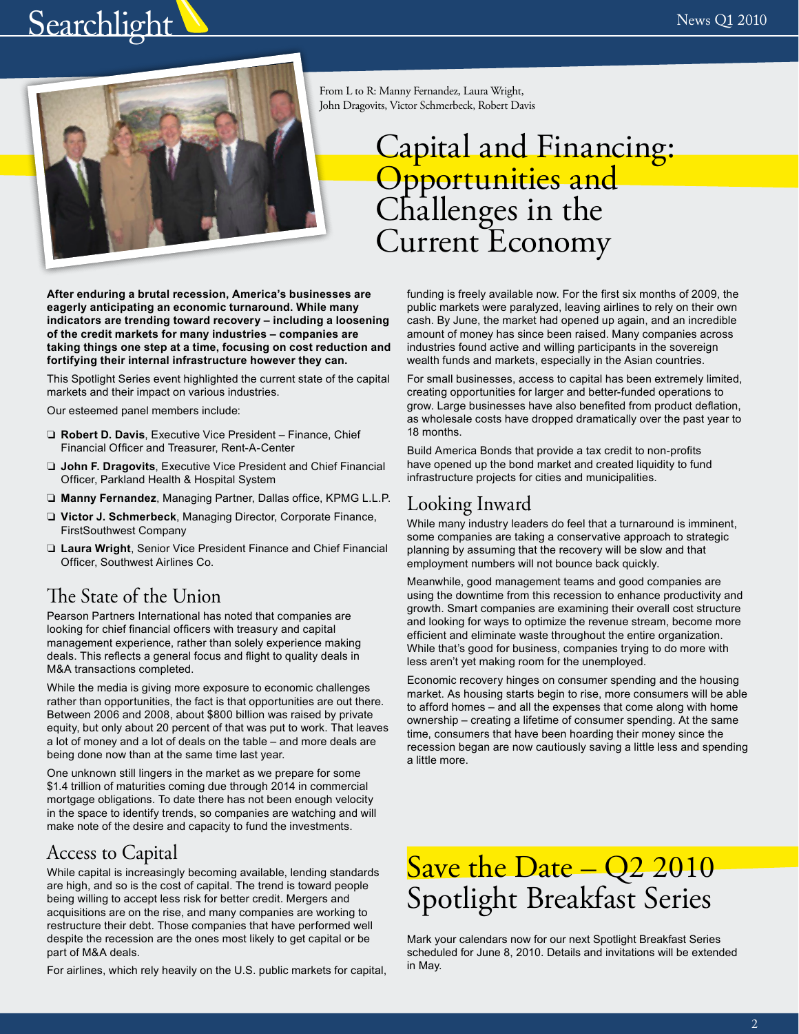From L to R: Manny Fernandez, Laura Wright, John Dragovits, Victor Schmerbeck, Robert Davis

# Capital and Financing: Opportunities and Challenges in the Current Economy

**After enduring a brutal recession, America's businesses are eagerly anticipating an economic turnaround. While many indicators are trending toward recovery – including a loosening of the credit markets for many industries – companies are taking things one step at a time, focusing on cost reduction and fortifying their internal infrastructure however they can.**

This Spotlight Series event highlighted the current state of the capital markets and their impact on various industries.

Our esteemed panel members include:

- **Robert D. Davis**, Executive Vice President – Finance, Chief Financial Officer and Treasurer, Rent-A-Center
- **John F. Dragovits**, Executive Vice President and Chief Financial Officer, Parkland Health & Hospital System
- **Manny Fernandez**, Managing Partner, Dallas office, KPMG L.L.P.
- **Victor J. Schmerbeck**, Managing Director, Corporate Finance, FirstSouthwest Company
- **Laura Wright**, Senior Vice President Finance and Chief Financial Officer, Southwest Airlines Co.

## The State of the Union

Pearson Partners International has noted that companies are looking for chief financial officers with treasury and capital management experience, rather than solely experience making deals. This reflects a general focus and flight to quality deals in M&A transactions completed.

While the media is giving more exposure to economic challenges rather than opportunities, the fact is that opportunities are out there. Between 2006 and 2008, about $800 billion was raised by private equity, but only about 20 percent of that was put to work. That leaves a lot of money and a lot of deals on the table – and more deals are being done now than at the same time last year.

One unknown still lingers in the market as we prepare for some $1.4 trillion of maturities coming due through 2014 in commercial mortgage obligations. To date there has not been enough velocity in the space to identify trends, so companies are watching and will make note of the desire and capacity to fund the investments.

## Access to Capital

While capital is increasingly becoming available, lending standards are high, and so is the cost of capital. The trend is toward people being willing to accept less risk for better credit. Mergers and acquisitions are on the rise, and many companies are working to restructure their debt. Those companies that have performed well despite the recession are the ones most likely to get capital or be part of M&A deals.

For airlines, which rely heavily on the U.S. public markets for capital, funding is freely available now. For the first six months of 2009, the public markets were paralyzed, leaving airlines to rely on their own cash. By June, the market had opened up again, and an incredible amount of money has since been raised. Many companies across industries found active and willing participants in the sovereign wealth funds and markets, especially in the Asian countries.

For small businesses, access to capital has been extremely limited, creating opportunities for larger and better-funded operations to grow. Large businesses have also benefited from product deflation, as wholesale costs have dropped dramatically over the past year to 18 months.

Build America Bonds that provide a tax credit to non-profits have opened up the bond market and created liquidity to fund infrastructure projects for cities and municipalities.

## Looking Inward

While many industry leaders do feel that a turnaround is imminent, some companies are taking a conservative approach to strategic planning by assuming that the recovery will be slow and that employment numbers will not bounce back quickly.

Meanwhile, good management teams and good companies are using the downtime from this recession to enhance productivity and growth. Smart companies are examining their overall cost structure and looking for ways to optimize the revenue stream, become more efficient and eliminate waste throughout the entire organization. While that's good for business, companies trying to do more with less aren't yet making room for the unemployed.

Economic recovery hinges on consumer spending and the housing market. As housing starts begin to rise, more consumers will be able to afford homes – and all the expenses that come along with home ownership – creating a lifetime of consumer spending. At the same time, consumers that have been hoarding their money since the recession began are now cautiously saving a little less and spending a little more.

# Save the Date – Q2 2010 Spotlight Breakfast Series

Mark your calendars now for our next Spotlight Breakfast Series scheduled for June 8, 2010. Details and invitations will be extended in May.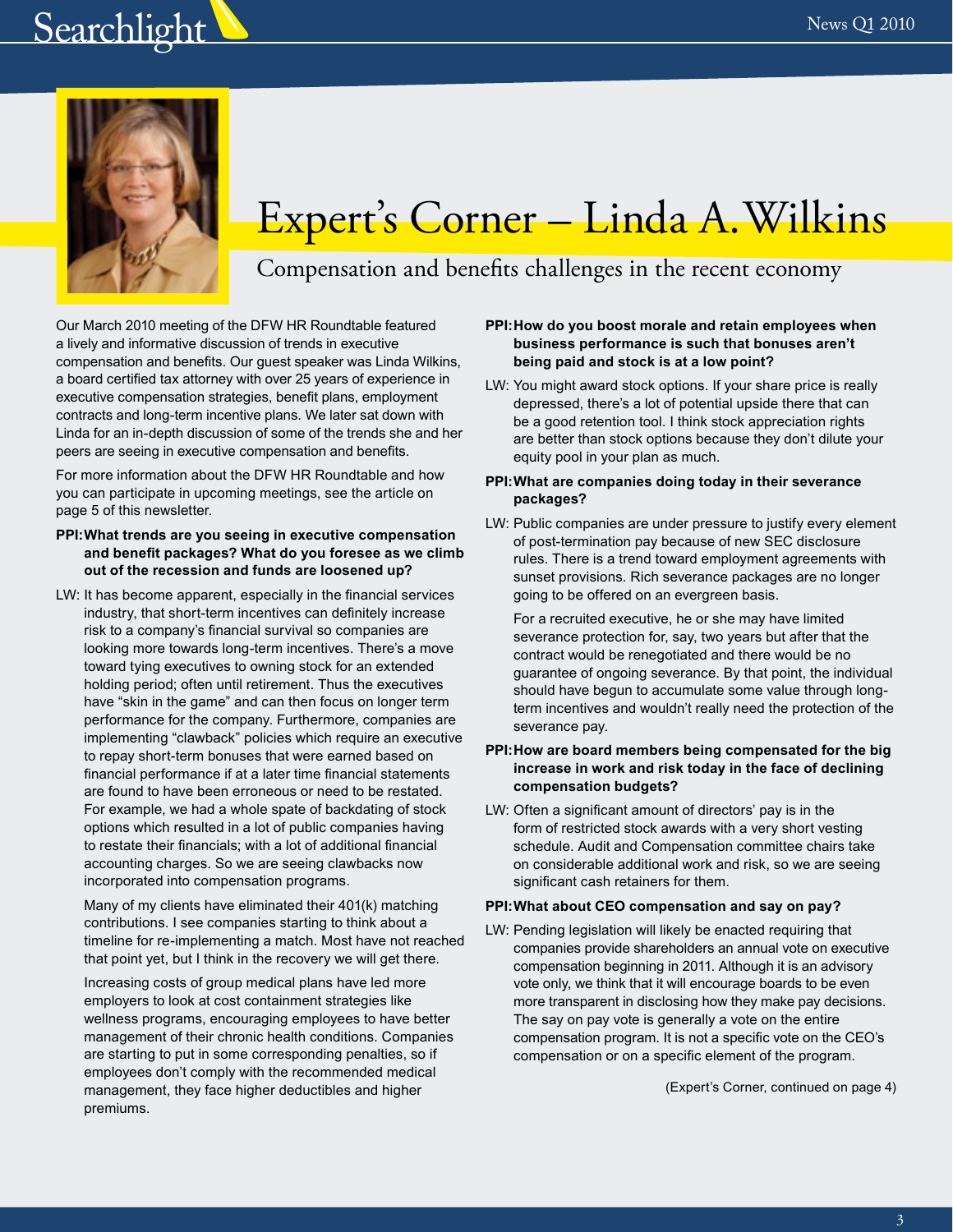# Expert's Corner – Linda A. Wilkins

## Compensation and benefits challenges in the recent economy

Our March 2010 meeting of the DFW HR Roundtable featured a lively and informative discussion of trends in executive compensation and benefits. Our guest speaker was Linda Wilkins, a board certified tax attorney with over 25 years of experience in executive compensation strategies, benefit plans, employment contracts and long-term incentive plans. We later sat down with Linda for an in-depth discussion of some of the trends she and her peers are seeing in executive compensation and benefits.

For more information about the DFW HR Roundtable and how you can participate in upcoming meetings, see the article on page 5 of this newsletter.

**PPI: What trends are you seeing in executive compensation and benefit packages? What do you foresee as we climb out of the recession and funds are loosened up?**

LW: It has become apparent, especially in the financial services industry, that short-term incentives can definitely increase risk to a company's financial survival so companies are looking more towards long-term incentives. There's a move toward tying executives to owning stock for an extended holding period; often until retirement. Thus the executives have "skin in the game" and can then focus on longer term performance for the company. Furthermore, companies are implementing "clawback" policies which require an executive to repay short-term bonuses that were earned based on financial performance if at a later time financial statements are found to have been erroneous or need to be restated. For example, we had a whole spate of backdating of stock options which resulted in a lot of public companies having to restate their financials; with a lot of additional financial accounting charges. So we are seeing clawbacks now incorporated into compensation programs.

Many of my clients have eliminated their 401(k) matching contributions. I see companies starting to think about a timeline for re-implementing a match. Most have not reached that point yet, but I think in the recovery we will get there.

Increasing costs of group medical plans have led more employers to look at cost containment strategies like wellness programs, encouraging employees to have better management of their chronic health conditions. Companies are starting to put in some corresponding penalties, so if employees don't comply with the recommended medical management, they face higher deductibles and higher premiums.

**PPI: How do you boost morale and retain employees when business performance is such that bonuses aren't being paid and stock is at a low point?**

LW: You might award stock options. If your share price is really depressed, there's a lot of potential upside there that can be a good retention tool. I think stock appreciation rights are better than stock options because they don't dilute your equity pool in your plan as much.

**PPI: What are companies doing today in their severance packages?**

LW: Public companies are under pressure to justify every element of post-termination pay because of new SEC disclosure rules. There is a trend toward employment agreements with sunset provisions. Rich severance packages are no longer going to be offered on an evergreen basis.

For a recruited executive, he or she may have limited severance protection for, say, two years but after that the contract would be renegotiated and there would be no guarantee of ongoing severance. By that point, the individual should have begun to accumulate some value through long-term incentives and wouldn't really need the protection of the severance pay.

**PPI: How are board members being compensated for the big increase in work and risk today in the face of declining compensation budgets?**

LW: Often a significant amount of directors' pay is in the form of restricted stock awards with a very short vesting schedule. Audit and Compensation committee chairs take on considerable additional work and risk, so we are seeing significant cash retainers for them.

**PPI: What about CEO compensation and say on pay?**

LW: Pending legislation will likely be enacted requiring that companies provide shareholders an annual vote on executive compensation beginning in 2011. Although it is an advisory vote only, we think that it will encourage boards to be even more transparent in disclosing how they make pay decisions. The say on pay vote is generally a vote on the entire compensation program. It is not a specific vote on the CEO's compensation or on a specific element of the program.

(Expert's Corner, continued on page 4)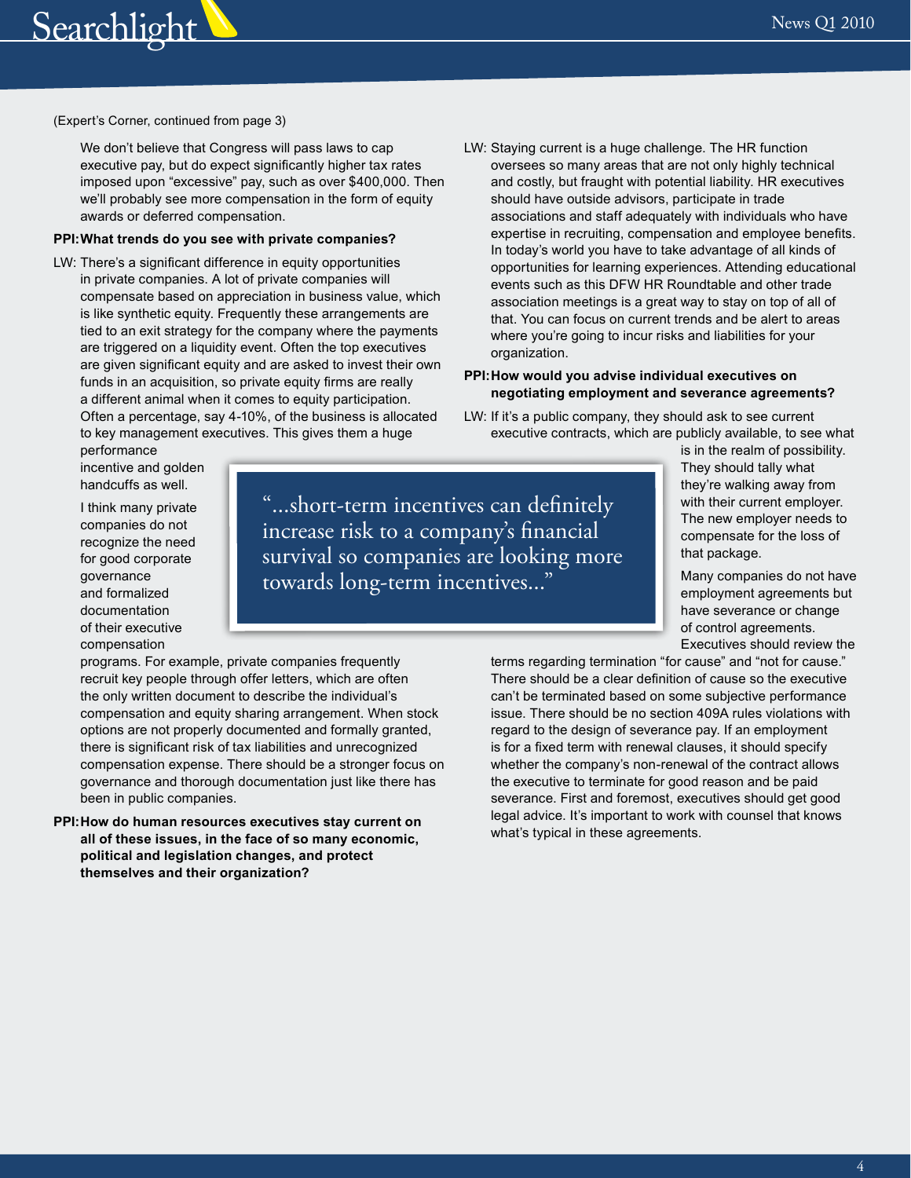(Expert's Corner, continued from page 3)

We don't believe that Congress will pass laws to cap executive pay, but do expect significantly higher tax rates imposed upon "excessive" pay, such as over $400,000. Then we'll probably see more compensation in the form of equity awards or deferred compensation.

**PPI: What trends do you see with private companies?**

LW: There's a significant difference in equity opportunities in private companies. A lot of private companies will compensate based on appreciation in business value, which is like synthetic equity. Frequently these arrangements are tied to an exit strategy for the company where the payments are triggered on a liquidity event. Often the top executives are given significant equity and are asked to invest their own funds in an acquisition, so private equity firms are really a different animal when it comes to equity participation. Often a percentage, say 4-10%, of the business is allocated to key management executives. This gives them a huge performance incentive and golden handcuffs as well.

I think many private companies do not recognize the need for good corporate governance and formalized documentation of their executive compensation programs. For example, private companies frequently recruit key people through offer letters, which are often the only written document to describe the individual's compensation and equity sharing arrangement. When stock options are not properly documented and formally granted, there is significant risk of tax liabilities and unrecognized compensation expense. There should be a stronger focus on governance and thorough documentation just like there has been in public companies.

> "...short-term incentives can definitely increase risk to a company's financial survival so companies are looking more towards long-term incentives..."

**PPI: How do human resources executives stay current on all of these issues, in the face of so many economic, political and legislation changes, and protect themselves and their organization?**

LW: Staying current is a huge challenge. The HR function oversees so many areas that are not only highly technical and costly, but fraught with potential liability. HR executives should have outside advisors, participate in trade associations and staff adequately with individuals who have expertise in recruiting, compensation and employee benefits. In today's world you have to take advantage of all kinds of opportunities for learning experiences. Attending educational events such as this DFW HR Roundtable and other trade association meetings is a great way to stay on top of all of that. You can focus on current trends and be alert to areas where you're going to incur risks and liabilities for your organization.

**PPI: How would you advise individual executives on negotiating employment and severance agreements?**

LW: If it's a public company, they should ask to see current executive contracts, which are publicly available, to see what is in the realm of possibility. They should tally what they're walking away from with their current employer. The new employer needs to compensate for the loss of that package.

Many companies do not have employment agreements but have severance or change of control agreements. Executives should review the terms regarding termination "for cause" and "not for cause." There should be a clear definition of cause so the executive can't be terminated based on some subjective performance issue. There should be no section 409A rules violations with regard to the design of severance pay. If an employment is for a fixed term with renewal clauses, it should specify whether the company's non-renewal of the contract allows the executive to terminate for good reason and be paid severance. First and foremost, executives should get good legal advice. It's important to work with counsel that knows what's typical in these agreements.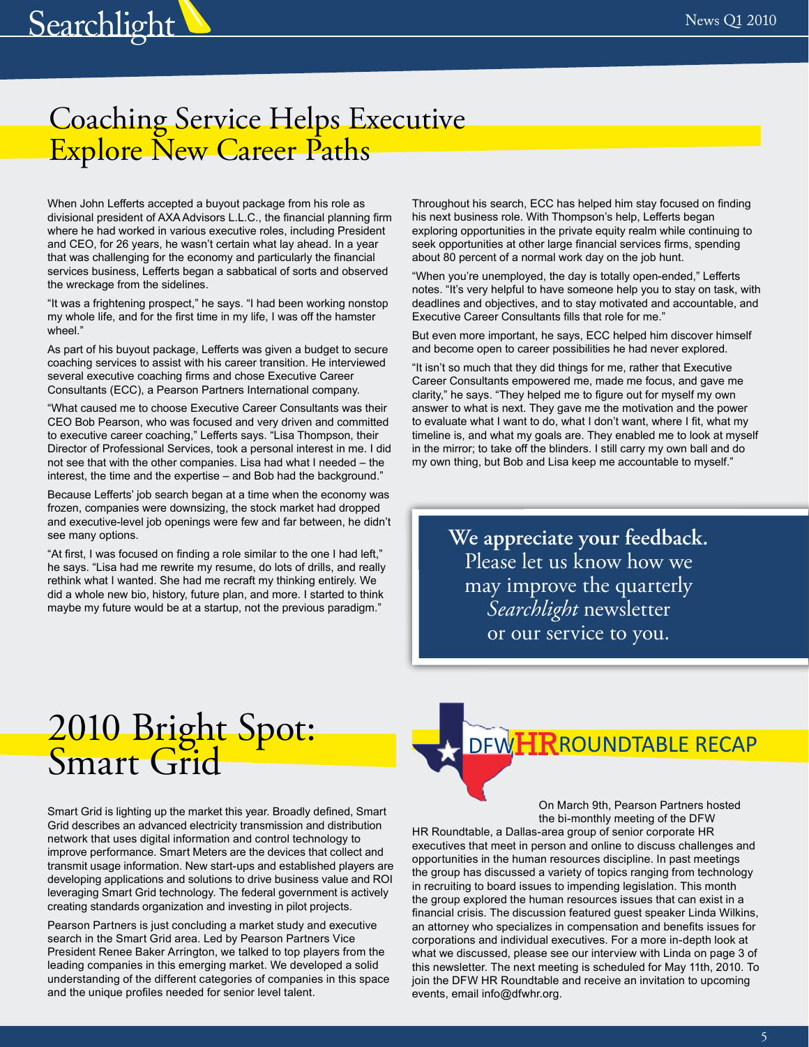# Coaching Service Helps Executive Explore New Career Paths

When John Lefferts accepted a buyout package from his role as divisional president of AXA Advisors L.L.C., the financial planning firm where he had worked in various executive roles, including President and CEO, for 26 years, he wasn't certain what lay ahead. In a year that was challenging for the economy and particularly the financial services business, Lefferts began a sabbatical of sorts and observed the wreckage from the sidelines.

"It was a frightening prospect," he says. "I had been working nonstop my whole life, and for the first time in my life, I was off the hamster wheel."

As part of his buyout package, Lefferts was given a budget to secure coaching services to assist with his career transition. He interviewed several executive coaching firms and chose Executive Career Consultants (ECC), a Pearson Partners International company.

"What caused me to choose Executive Career Consultants was their CEO Bob Pearson, who was focused and very driven and committed to executive career coaching," Lefferts says. "Lisa Thompson, their Director of Professional Services, took a personal interest in me. I did not see that with the other companies. Lisa had what I needed – the interest, the time and the expertise – and Bob had the background."

Because Lefferts' job search began at a time when the economy was frozen, companies were downsizing, the stock market had dropped and executive-level job openings were few and far between, he didn't see many options.

"At first, I was focused on finding a role similar to the one I had left," he says. "Lisa had me rewrite my resume, do lots of drills, and really rethink what I wanted. She had me recraft my thinking entirely. We did a whole new bio, history, future plan, and more. I started to think maybe my future would be at a startup, not the previous paradigm."

Throughout his search, ECC has helped him stay focused on finding his next business role. With Thompson's help, Lefferts began exploring opportunities in the private equity realm while continuing to seek opportunities at other large financial services firms, spending about 80 percent of a normal work day on the job hunt.

"When you're unemployed, the day is totally open-ended," Lefferts notes. "It's very helpful to have someone help you to stay on task, with deadlines and objectives, and to stay motivated and accountable, and Executive Career Consultants fills that role for me."

But even more important, he says, ECC helped him discover himself and become open to career possibilities he had never explored.

"It isn't so much that they did things for me, rather that Executive Career Consultants empowered me, made me focus, and gave me clarity," he says. "They helped me to figure out for myself my own answer to what is next. They gave me the motivation and the power to evaluate what I want to do, what I don't want, where I fit, what my timeline is, and what my goals are. They enabled me to look at myself in the mirror; to take off the blinders. I still carry my own ball and do my own thing, but Bob and Lisa keep me accountable to myself."

**We appreciate your feedback.**
Please let us know how we may improve the quarterly *Searchlight* newsletter or our service to you.

# 2010 Bright Spot: Smart Grid

Smart Grid is lighting up the market this year. Broadly defined, Smart Grid describes an advanced electricity transmission and distribution network that uses digital information and control technology to improve performance. Smart Meters are the devices that collect and transmit usage information. New start-ups and established players are developing applications and solutions to drive business value and ROI leveraging Smart Grid technology. The federal government is actively creating standards organization and investing in pilot projects.

Pearson Partners is just concluding a market study and executive search in the Smart Grid area. Led by Pearson Partners Vice President Renee Baker Arrington, we talked to top players from the leading companies in this emerging market. We developed a solid understanding of the different categories of companies in this space and the unique profiles needed for senior level talent.

# DFW HR ROUNDTABLE RECAP

On March 9th, Pearson Partners hosted the bi-monthly meeting of the DFW HR Roundtable, a Dallas-area group of senior corporate HR executives that meet in person and online to discuss challenges and opportunities in the human resources discipline. In past meetings the group has discussed a variety of topics ranging from technology in recruiting to board issues to impending legislation. This month the group explored the human resources issues that can exist in a financial crisis. The discussion featured guest speaker Linda Wilkins, an attorney who specializes in compensation and benefits issues for corporations and individual executives. For a more in-depth look at what we discussed, please see our interview with Linda on page 3 of this newsletter. The next meeting is scheduled for May 11th, 2010. To join the DFW HR Roundtable and receive an invitation to upcoming events, email info@dfwhr.org.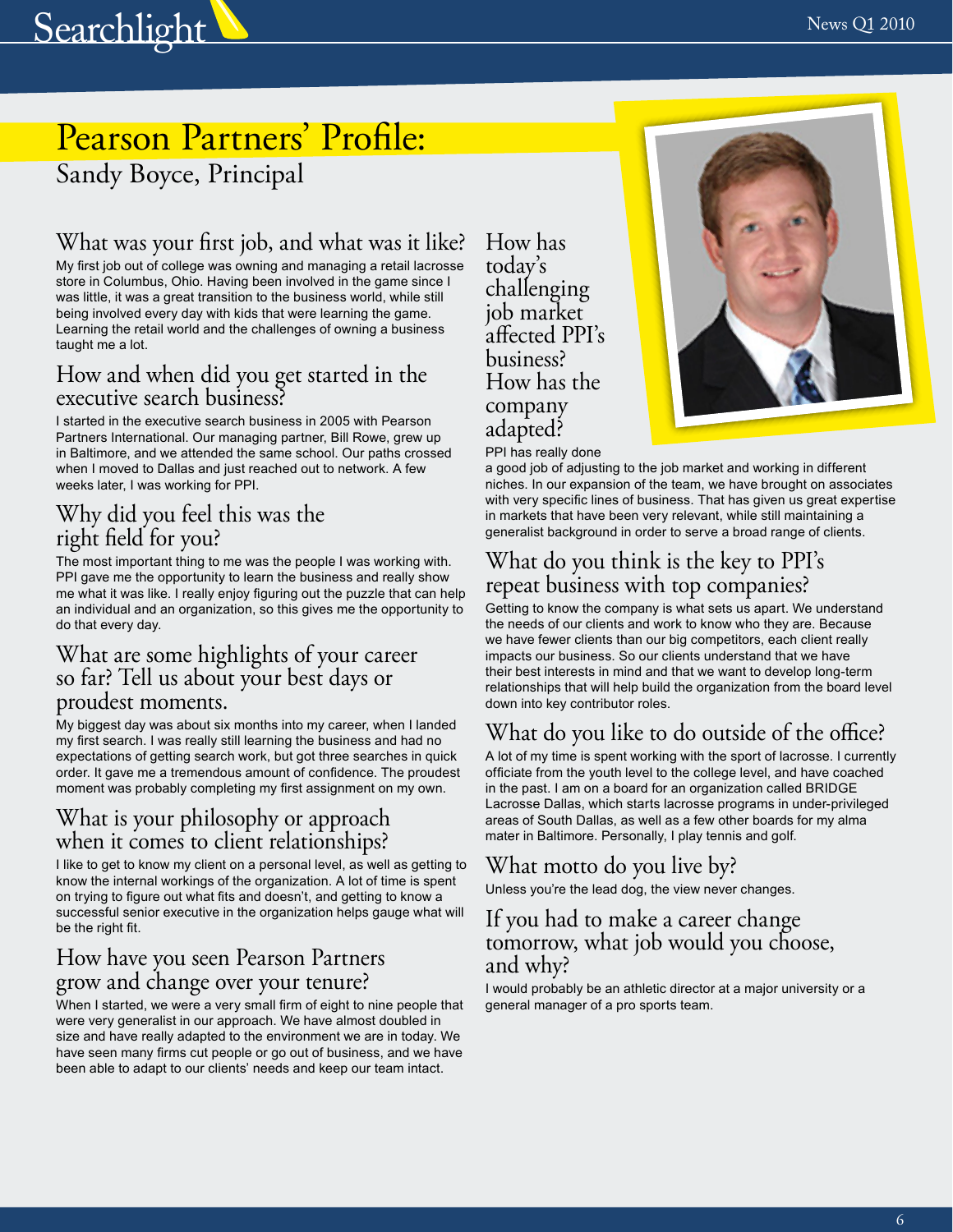# Pearson Partners' Profile:

## Sandy Boyce, Principal

### What was your first job, and what was it like?

My first job out of college was owning and managing a retail lacrosse store in Columbus, Ohio. Having been involved in the game since I was little, it was a great transition to the business world, while still being involved every day with kids that were learning the game. Learning the retail world and the challenges of owning a business taught me a lot.

### How and when did you get started in the executive search business?

I started in the executive search business in 2005 with Pearson Partners International. Our managing partner, Bill Rowe, grew up in Baltimore, and we attended the same school. Our paths crossed when I moved to Dallas and just reached out to network. A few weeks later, I was working for PPI.

### Why did you feel this was the right field for you?

The most important thing to me was the people I was working with. PPI gave me the opportunity to learn the business and really show me what it was like. I really enjoy figuring out the puzzle that can help an individual and an organization, so this gives me the opportunity to do that every day.

### What are some highlights of your career so far? Tell us about your best days or proudest moments.

My biggest day was about six months into my career, when I landed my first search. I was really still learning the business and had no expectations of getting search work, but got three searches in quick order. It gave me a tremendous amount of confidence. The proudest moment was probably completing my first assignment on my own.

### What is your philosophy or approach when it comes to client relationships?

I like to get to know my client on a personal level, as well as getting to know the internal workings of the organization. A lot of time is spent on trying to figure out what fits and doesn't, and getting to know a successful senior executive in the organization helps gauge what will be the right fit.

### How have you seen Pearson Partners grow and change over your tenure?

When I started, we were a very small firm of eight to nine people that were very generalist in our approach. We have almost doubled in size and have really adapted to the environment we are in today. We have seen many firms cut people or go out of business, and we have been able to adapt to our clients' needs and keep our team intact.

### How has today's challenging job market affected PPI's business? How has the company adapted?

PPI has really done a good job of adjusting to the job market and working in different niches. In our expansion of the team, we have brought on associates with very specific lines of business. That has given us great expertise in markets that have been very relevant, while still maintaining a generalist background in order to serve a broad range of clients.

### What do you think is the key to PPI's repeat business with top companies?

Getting to know the company is what sets us apart. We understand the needs of our clients and work to know who they are. Because we have fewer clients than our big competitors, each client really impacts our business. So our clients understand that we have their best interests in mind and that we want to develop long-term relationships that will help build the organization from the board level down into key contributor roles.

### What do you like to do outside of the office?

A lot of my time is spent working with the sport of lacrosse. I currently officiate from the youth level to the college level, and have coached in the past. I am on a board for an organization called BRIDGE Lacrosse Dallas, which starts lacrosse programs in under-privileged areas of South Dallas, as well as a few other boards for my alma mater in Baltimore. Personally, I play tennis and golf.

### What motto do you live by?

Unless you're the lead dog, the view never changes.

### If you had to make a career change tomorrow, what job would you choose, and why?

I would probably be an athletic director at a major university or a general manager of a pro sports team.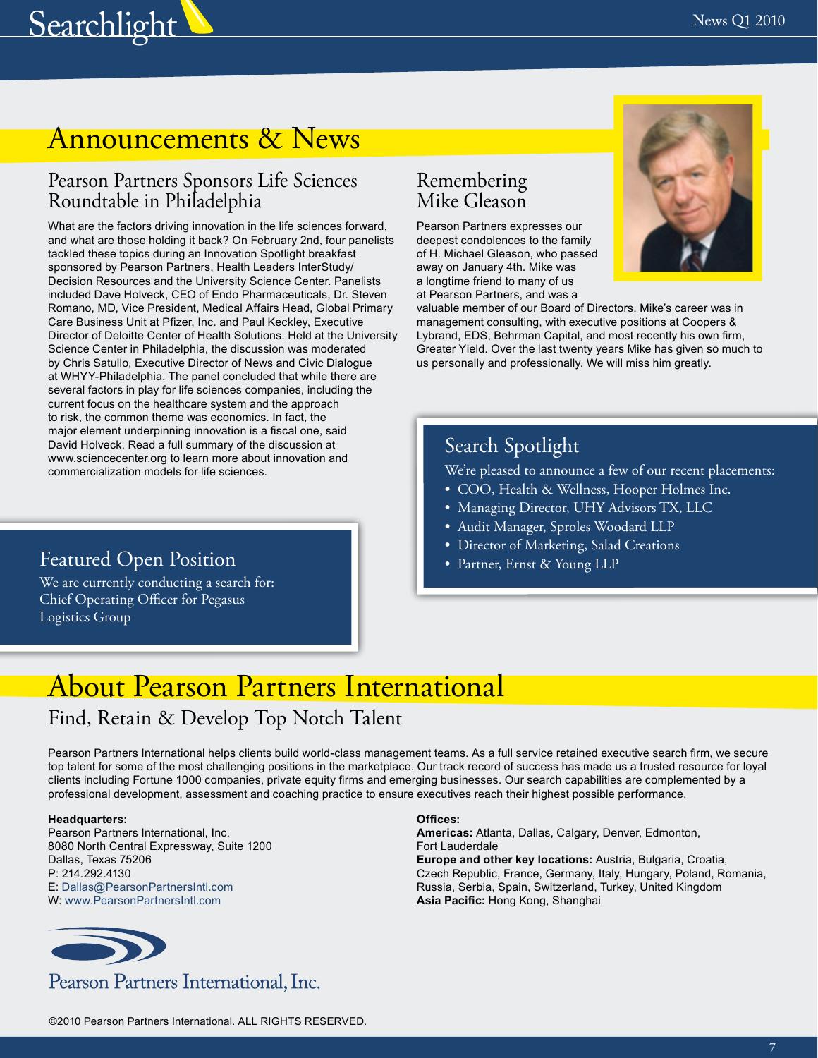# Announcements & News

## Pearson Partners Sponsors Life Sciences Roundtable in Philadelphia

What are the factors driving innovation in the life sciences forward, and what are those holding it back? On February 2nd, four panelists tackled these topics during an Innovation Spotlight breakfast sponsored by Pearson Partners, Health Leaders InterStudy/ Decision Resources and the University Science Center. Panelists included Dave Holveck, CEO of Endo Pharmaceuticals, Dr. Steven Romano, MD, Vice President, Medical Affairs Head, Global Primary Care Business Unit at Pfizer, Inc. and Paul Keckley, Executive Director of Deloitte Center of Health Solutions. Held at the University Science Center in Philadelphia, the discussion was moderated by Chris Satullo, Executive Director of News and Civic Dialogue at WHYY-Philadelphia. The panel concluded that while there are several factors in play for life sciences companies, including the current focus on the healthcare system and the approach to risk, the common theme was economics. In fact, the major element underpinning innovation is a fiscal one, said David Holveck. Read a full summary of the discussion at www.sciencecenter.org to learn more about innovation and commercialization models for life sciences.

## Remembering Mike Gleason

Pearson Partners expresses our deepest condolences to the family of H. Michael Gleason, who passed away on January 4th. Mike was a longtime friend to many of us at Pearson Partners, and was a valuable member of our Board of Directors. Mike's career was in management consulting, with executive positions at Coopers & Lybrand, EDS, Behrman Capital, and most recently his own firm, Greater Yield. Over the last twenty years Mike has given so much to us personally and professionally. We will miss him greatly.

## Featured Open Position

We are currently conducting a search for: Chief Operating Officer for Pegasus Logistics Group

## Search Spotlight

We're pleased to announce a few of our recent placements:

- COO, Health & Wellness, Hooper Holmes Inc.
- Managing Director, UHY Advisors TX, LLC
- Audit Manager, Sproles Woodard LLP
- Director of Marketing, Salad Creations
- Partner, Ernst & Young LLP

# About Pearson Partners International

## Find, Retain & Develop Top Notch Talent

Pearson Partners International helps clients build world-class management teams. As a full service retained executive search firm, we secure top talent for some of the most challenging positions in the marketplace. Our track record of success has made us a trusted resource for loyal clients including Fortune 1000 companies, private equity firms and emerging businesses. Our search capabilities are complemented by a professional development, assessment and coaching practice to ensure executives reach their highest possible performance.

**Headquarters:**
Pearson Partners International, Inc.
8080 North Central Expressway, Suite 1200
Dallas, Texas 75206
P: 214.292.4130
E: Dallas@PearsonPartnersIntl.com
W: www.PearsonPartnersIntl.com

**Offices:**
**Americas:** Atlanta, Dallas, Calgary, Denver, Edmonton, Fort Lauderdale
**Europe and other key locations:** Austria, Bulgaria, Croatia, Czech Republic, France, Germany, Italy, Hungary, Poland, Romania, Russia, Serbia, Spain, Switzerland, Turkey, United Kingdom
**Asia Pacific:** Hong Kong, Shanghai

Pearson Partners International, Inc.

©2010 Pearson Partners International. ALL RIGHTS RESERVED.